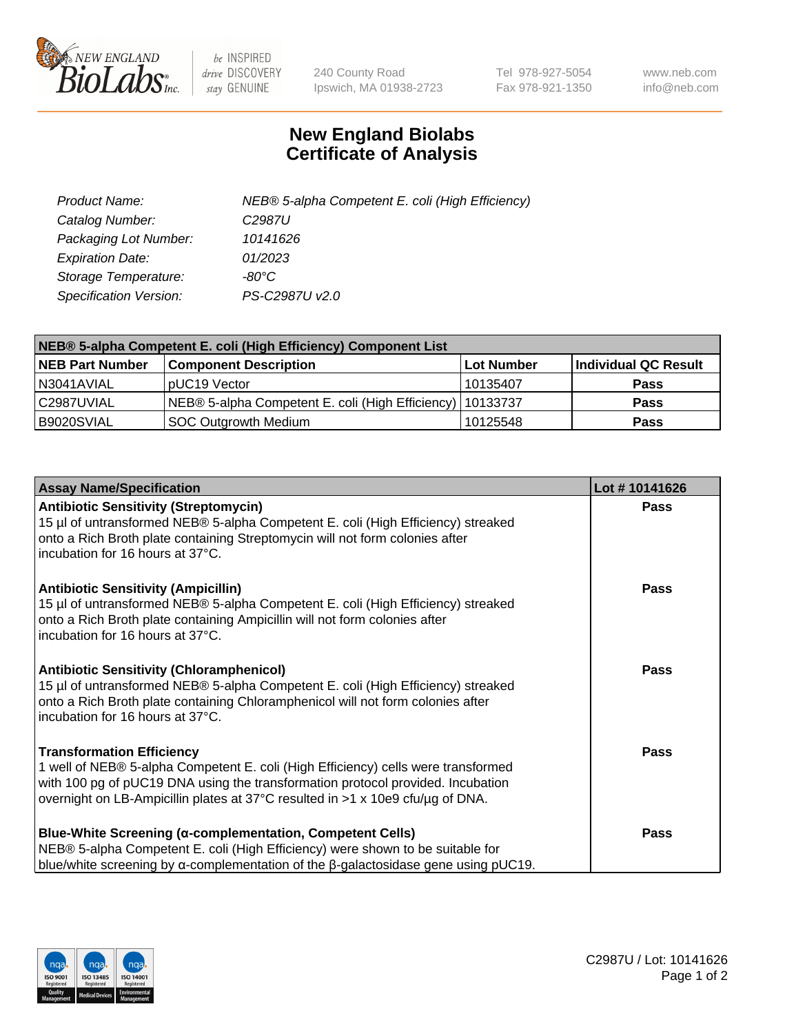240 County Road
Ipswich, MA 01938-2723

Tel 978-927-5054
Fax 978-921-1350

www.neb.com
info@neb.com

# New England Biolabs
# Certificate of Analysis

| | |
|---|---|
| *Product Name:* | *NEB® 5-alpha Competent E. coli (High Efficiency)* |
| *Catalog Number:* | *C2987U* |
| *Packaging Lot Number:* | *10141626* |
| *Expiration Date:* | *01/2023* |
| *Storage Temperature:* | *-80°C* |
| *Specification Version:* | *PS-C2987U v2.0* |

| NEB® 5-alpha Competent E. coli (High Efficiency) Component List | | | |
|---|---|---|---|
| **NEB Part Number** | **Component Description** | **Lot Number** | **Individual QC Result** |
| N3041AVIAL | pUC19 Vector | 10135407 | **Pass** |
| C2987UVIAL | NEB® 5-alpha Competent E. coli (High Efficiency) | 10133737 | **Pass** |
| B9020SVIAL | SOC Outgrowth Medium | 10125548 | **Pass** |

| Assay Name/Specification | Lot # 10141626 |
|---|---|
| **Antibiotic Sensitivity (Streptomycin)**<br>15 µl of untransformed NEB® 5-alpha Competent E. coli (High Efficiency) streaked onto a Rich Broth plate containing Streptomycin will not form colonies after incubation for 16 hours at 37°C. | **Pass** |
| **Antibiotic Sensitivity (Ampicillin)**<br>15 µl of untransformed NEB® 5-alpha Competent E. coli (High Efficiency) streaked onto a Rich Broth plate containing Ampicillin will not form colonies after incubation for 16 hours at 37°C. | **Pass** |
| **Antibiotic Sensitivity (Chloramphenicol)**<br>15 µl of untransformed NEB® 5-alpha Competent E. coli (High Efficiency) streaked onto a Rich Broth plate containing Chloramphenicol will not form colonies after incubation for 16 hours at 37°C. | **Pass** |
| **Transformation Efficiency**<br>1 well of NEB® 5-alpha Competent E. coli (High Efficiency) cells were transformed with 100 pg of pUC19 DNA using the transformation protocol provided. Incubation overnight on LB-Ampicillin plates at 37°C resulted in >1 x 10e9 cfu/µg of DNA. | **Pass** |
| **Blue-White Screening (α-complementation, Competent Cells)**<br>NEB® 5-alpha Competent E. coli (High Efficiency) were shown to be suitable for blue/white screening by α-complementation of the β-galactosidase gene using pUC19. | **Pass** |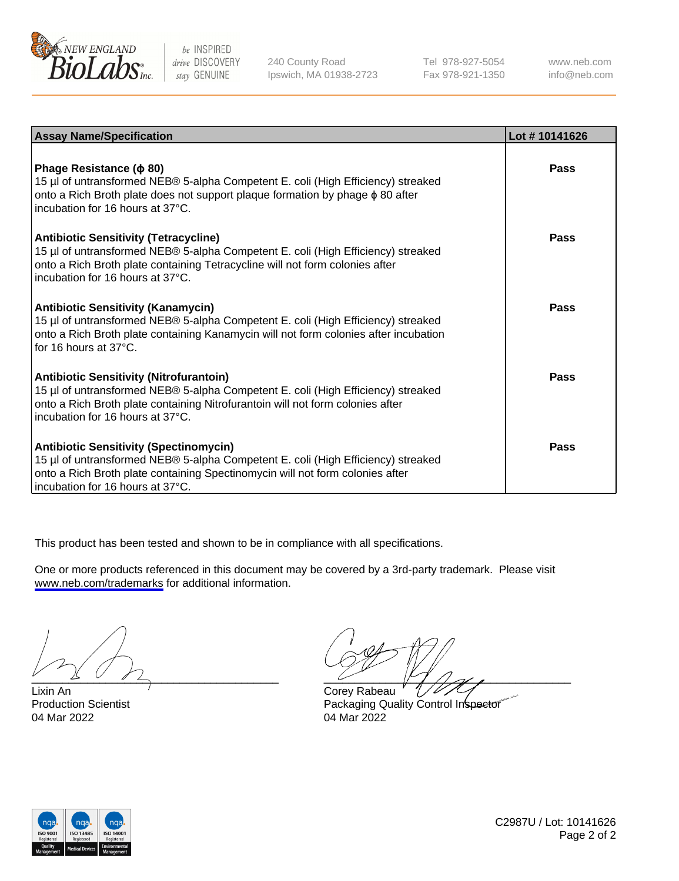| Assay Name/Specification | Lot # 10141626 |
|---|---|
| **Phage Resistance (ϕ 80)**<br>15 µl of untransformed NEB® 5-alpha Competent E. coli (High Efficiency) streaked onto a Rich Broth plate does not support plaque formation by phage ϕ 80 after incubation for 16 hours at 37°C. | Pass |
| **Antibiotic Sensitivity (Tetracycline)**<br>15 µl of untransformed NEB® 5-alpha Competent E. coli (High Efficiency) streaked onto a Rich Broth plate containing Tetracycline will not form colonies after incubation for 16 hours at 37°C. | Pass |
| **Antibiotic Sensitivity (Kanamycin)**<br>15 µl of untransformed NEB® 5-alpha Competent E. coli (High Efficiency) streaked onto a Rich Broth plate containing Kanamycin will not form colonies after incubation for 16 hours at 37°C. | Pass |
| **Antibiotic Sensitivity (Nitrofurantoin)**<br>15 µl of untransformed NEB® 5-alpha Competent E. coli (High Efficiency) streaked onto a Rich Broth plate containing Nitrofurantoin will not form colonies after incubation for 16 hours at 37°C. | Pass |
| **Antibiotic Sensitivity (Spectinomycin)**<br>15 µl of untransformed NEB® 5-alpha Competent E. coli (High Efficiency) streaked onto a Rich Broth plate containing Spectinomycin will not form colonies after incubation for 16 hours at 37°C. | Pass |

This product has been tested and shown to be in compliance with all specifications.

One or more products referenced in this document may be covered by a 3rd-party trademark. Please visit www.neb.com/trademarks for additional information.

Lixin An
Production Scientist
04 Mar 2022

Corey Rabeau
Packaging Quality Control Inspector
04 Mar 2022

C2987U / Lot: 10141626